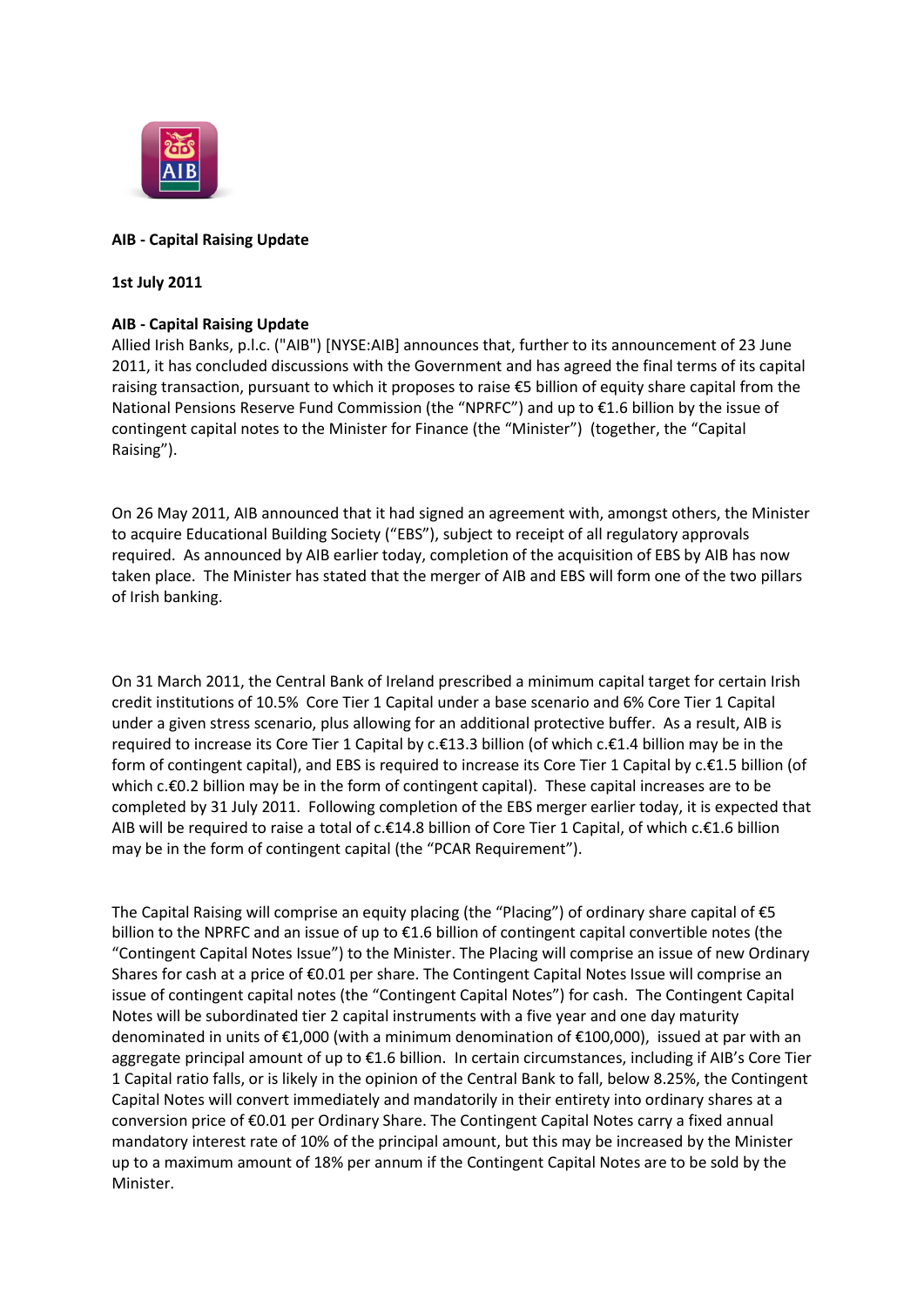**AIB - Capital Raising Update**

**1st July 2011**

**AIB - Capital Raising Update**

Allied Irish Banks, p.l.c. ("AIB") [NYSE:AIB] announces that, further to its announcement of 23 June 2011, it has concluded discussions with the Government and has agreed the final terms of its capital raising transaction, pursuant to which it proposes to raise €5 billion of equity share capital from the National Pensions Reserve Fund Commission (the "NPRFC") and up to €1.6 billion by the issue of contingent capital notes to the Minister for Finance (the "Minister") (together, the "Capital Raising").

On 26 May 2011, AIB announced that it had signed an agreement with, amongst others, the Minister to acquire Educational Building Society ("EBS"), subject to receipt of all regulatory approvals required. As announced by AIB earlier today, completion of the acquisition of EBS by AIB has now taken place. The Minister has stated that the merger of AIB and EBS will form one of the two pillars of Irish banking.

On 31 March 2011, the Central Bank of Ireland prescribed a minimum capital target for certain Irish credit institutions of 10.5% Core Tier 1 Capital under a base scenario and 6% Core Tier 1 Capital under a given stress scenario, plus allowing for an additional protective buffer. As a result, AIB is required to increase its Core Tier 1 Capital by c.€13.3 billion (of which c.€1.4 billion may be in the form of contingent capital), and EBS is required to increase its Core Tier 1 Capital by c.€1.5 billion (of which c.€0.2 billion may be in the form of contingent capital). These capital increases are to be completed by 31 July 2011. Following completion of the EBS merger earlier today, it is expected that AIB will be required to raise a total of c.€14.8 billion of Core Tier 1 Capital, of which c.€1.6 billion may be in the form of contingent capital (the "PCAR Requirement").

The Capital Raising will comprise an equity placing (the "Placing") of ordinary share capital of €5 billion to the NPRFC and an issue of up to €1.6 billion of contingent capital convertible notes (the "Contingent Capital Notes Issue") to the Minister. The Placing will comprise an issue of new Ordinary Shares for cash at a price of €0.01 per share. The Contingent Capital Notes Issue will comprise an issue of contingent capital notes (the "Contingent Capital Notes") for cash. The Contingent Capital Notes will be subordinated tier 2 capital instruments with a five year and one day maturity denominated in units of €1,000 (with a minimum denomination of €100,000), issued at par with an aggregate principal amount of up to €1.6 billion. In certain circumstances, including if AIB's Core Tier 1 Capital ratio falls, or is likely in the opinion of the Central Bank to fall, below 8.25%, the Contingent Capital Notes will convert immediately and mandatorily in their entirety into ordinary shares at a conversion price of €0.01 per Ordinary Share. The Contingent Capital Notes carry a fixed annual mandatory interest rate of 10% of the principal amount, but this may be increased by the Minister up to a maximum amount of 18% per annum if the Contingent Capital Notes are to be sold by the Minister.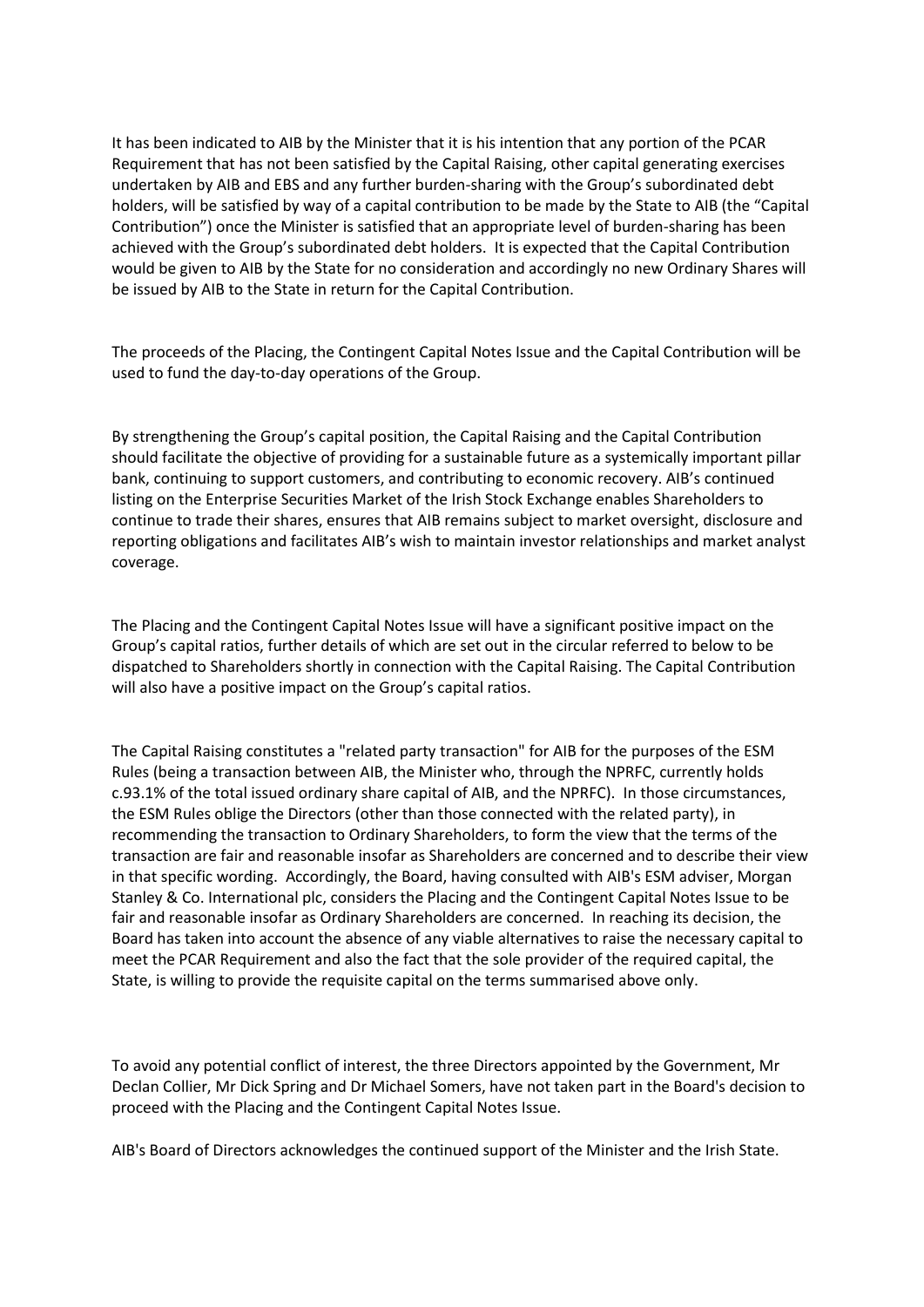It has been indicated to AIB by the Minister that it is his intention that any portion of the PCAR Requirement that has not been satisfied by the Capital Raising, other capital generating exercises undertaken by AIB and EBS and any further burden-sharing with the Group's subordinated debt holders, will be satisfied by way of a capital contribution to be made by the State to AIB (the "Capital Contribution") once the Minister is satisfied that an appropriate level of burden-sharing has been achieved with the Group's subordinated debt holders. It is expected that the Capital Contribution would be given to AIB by the State for no consideration and accordingly no new Ordinary Shares will be issued by AIB to the State in return for the Capital Contribution.

The proceeds of the Placing, the Contingent Capital Notes Issue and the Capital Contribution will be used to fund the day-to-day operations of the Group.

By strengthening the Group's capital position, the Capital Raising and the Capital Contribution should facilitate the objective of providing for a sustainable future as a systemically important pillar bank, continuing to support customers, and contributing to economic recovery. AIB's continued listing on the Enterprise Securities Market of the Irish Stock Exchange enables Shareholders to continue to trade their shares, ensures that AIB remains subject to market oversight, disclosure and reporting obligations and facilitates AIB's wish to maintain investor relationships and market analyst coverage.

The Placing and the Contingent Capital Notes Issue will have a significant positive impact on the Group's capital ratios, further details of which are set out in the circular referred to below to be dispatched to Shareholders shortly in connection with the Capital Raising. The Capital Contribution will also have a positive impact on the Group's capital ratios.

The Capital Raising constitutes a "related party transaction" for AIB for the purposes of the ESM Rules (being a transaction between AIB, the Minister who, through the NPRFC, currently holds c.93.1% of the total issued ordinary share capital of AIB, and the NPRFC). In those circumstances, the ESM Rules oblige the Directors (other than those connected with the related party), in recommending the transaction to Ordinary Shareholders, to form the view that the terms of the transaction are fair and reasonable insofar as Shareholders are concerned and to describe their view in that specific wording. Accordingly, the Board, having consulted with AIB's ESM adviser, Morgan Stanley & Co. International plc, considers the Placing and the Contingent Capital Notes Issue to be fair and reasonable insofar as Ordinary Shareholders are concerned. In reaching its decision, the Board has taken into account the absence of any viable alternatives to raise the necessary capital to meet the PCAR Requirement and also the fact that the sole provider of the required capital, the State, is willing to provide the requisite capital on the terms summarised above only.

To avoid any potential conflict of interest, the three Directors appointed by the Government, Mr Declan Collier, Mr Dick Spring and Dr Michael Somers, have not taken part in the Board's decision to proceed with the Placing and the Contingent Capital Notes Issue.

AIB's Board of Directors acknowledges the continued support of the Minister and the Irish State.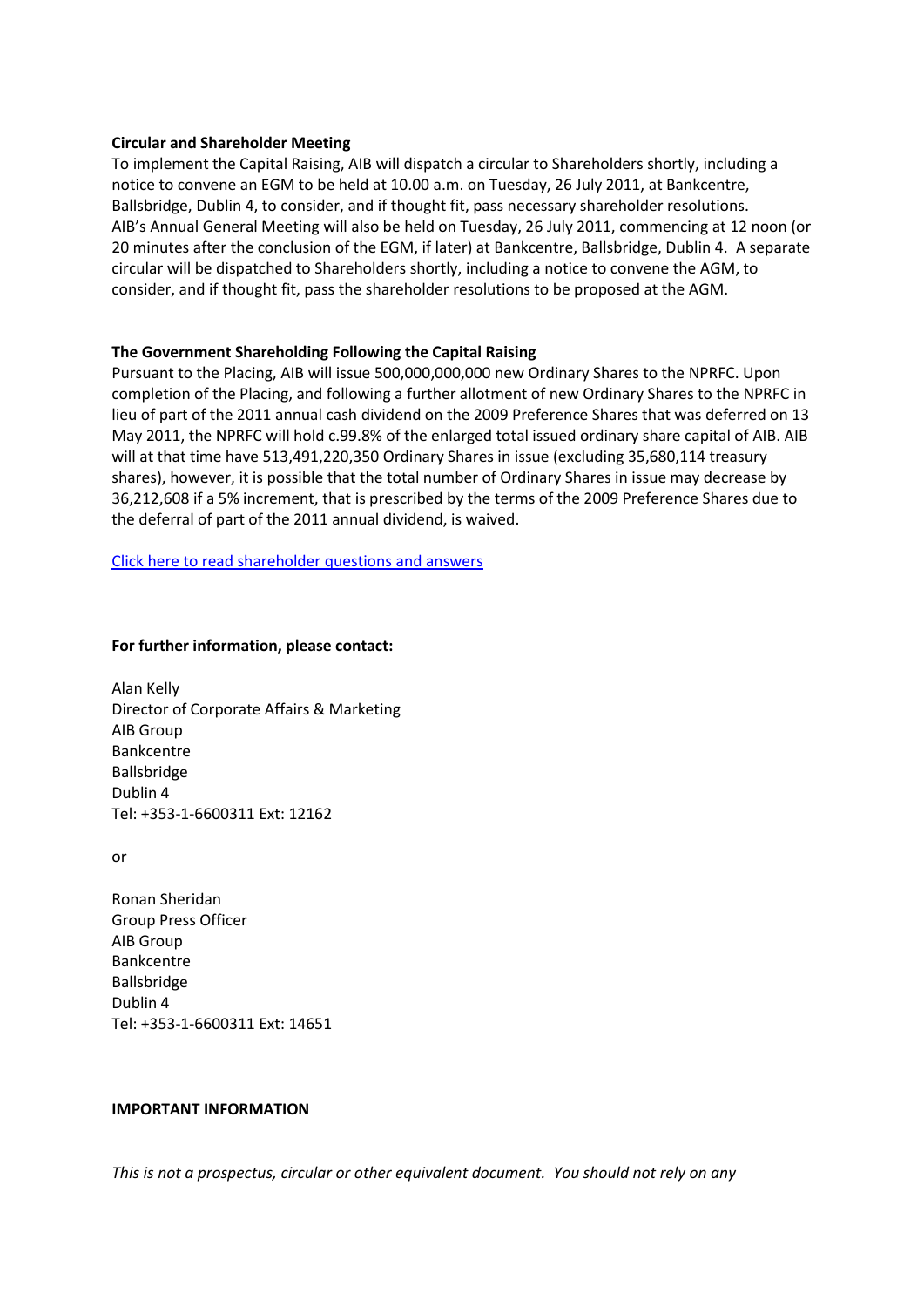**Circular and Shareholder Meeting**

To implement the Capital Raising, AIB will dispatch a circular to Shareholders shortly, including a notice to convene an EGM to be held at 10.00 a.m. on Tuesday, 26 July 2011, at Bankcentre, Ballsbridge, Dublin 4, to consider, and if thought fit, pass necessary shareholder resolutions. AIB's Annual General Meeting will also be held on Tuesday, 26 July 2011, commencing at 12 noon (or 20 minutes after the conclusion of the EGM, if later) at Bankcentre, Ballsbridge, Dublin 4. A separate circular will be dispatched to Shareholders shortly, including a notice to convene the AGM, to consider, and if thought fit, pass the shareholder resolutions to be proposed at the AGM.

**The Government Shareholding Following the Capital Raising**

Pursuant to the Placing, AIB will issue 500,000,000,000 new Ordinary Shares to the NPRFC. Upon completion of the Placing, and following a further allotment of new Ordinary Shares to the NPRFC in lieu of part of the 2011 annual cash dividend on the 2009 Preference Shares that was deferred on 13 May 2011, the NPRFC will hold c.99.8% of the enlarged total issued ordinary share capital of AIB. AIB will at that time have 513,491,220,350 Ordinary Shares in issue (excluding 35,680,114 treasury shares), however, it is possible that the total number of Ordinary Shares in issue may decrease by 36,212,608 if a 5% increment, that is prescribed by the terms of the 2009 Preference Shares due to the deferral of part of the 2011 annual dividend, is waived.

Click here to read shareholder questions and answers

**For further information, please contact:**

Alan Kelly
Director of Corporate Affairs & Marketing
AIB Group
Bankcentre
Ballsbridge
Dublin 4
Tel: +353-1-6600311 Ext: 12162

or

Ronan Sheridan
Group Press Officer
AIB Group
Bankcentre
Ballsbridge
Dublin 4
Tel: +353-1-6600311 Ext: 14651

**IMPORTANT INFORMATION**

*This is not a prospectus, circular or other equivalent document. You should not rely on any*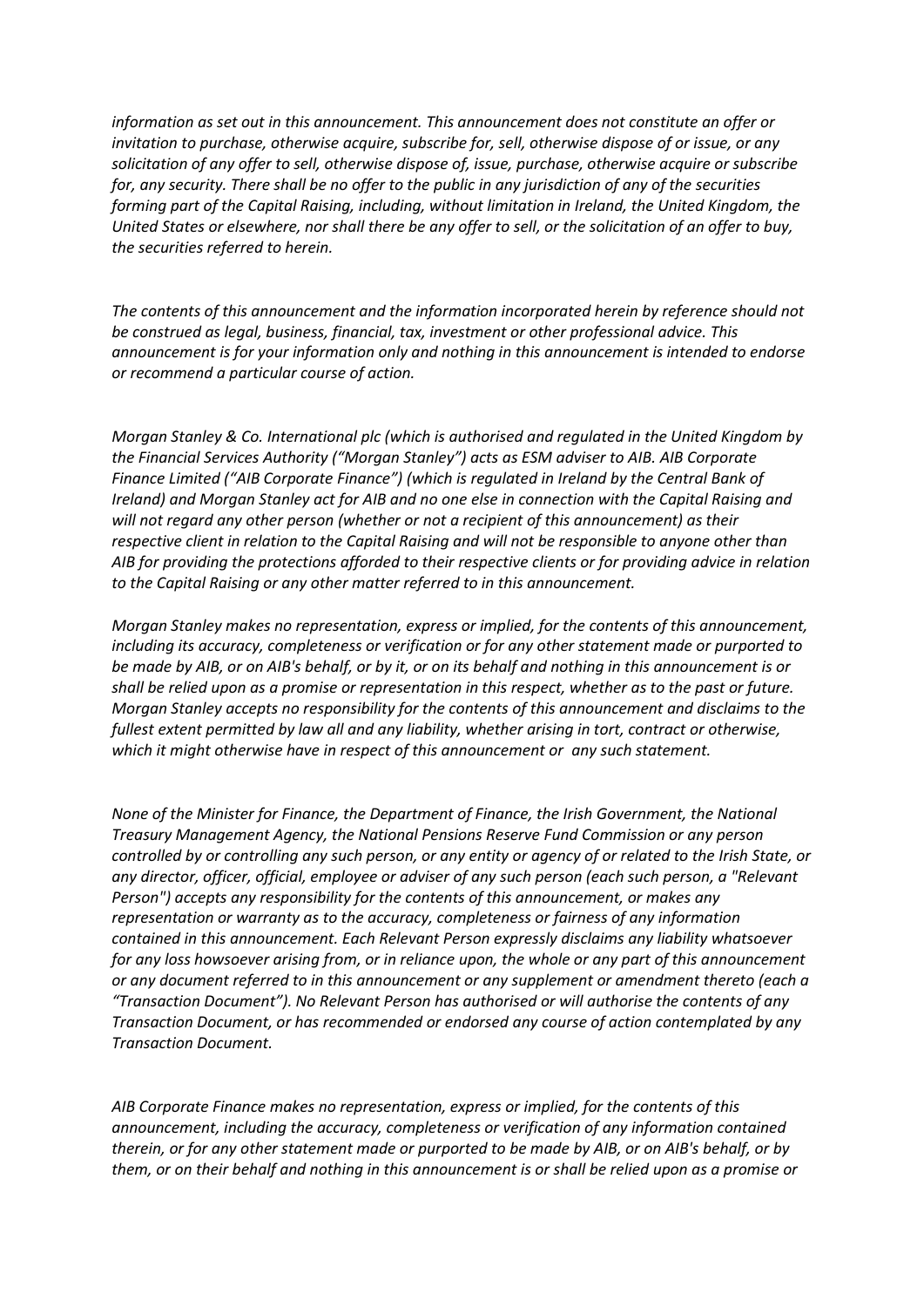*information as set out in this announcement. This announcement does not constitute an offer or invitation to purchase, otherwise acquire, subscribe for, sell, otherwise dispose of or issue, or any solicitation of any offer to sell, otherwise dispose of, issue, purchase, otherwise acquire or subscribe for, any security. There shall be no offer to the public in any jurisdiction of any of the securities forming part of the Capital Raising, including, without limitation in Ireland, the United Kingdom, the United States or elsewhere, nor shall there be any offer to sell, or the solicitation of an offer to buy, the securities referred to herein.*

*The contents of this announcement and the information incorporated herein by reference should not be construed as legal, business, financial, tax, investment or other professional advice. This announcement is for your information only and nothing in this announcement is intended to endorse or recommend a particular course of action.*

*Morgan Stanley & Co. International plc (which is authorised and regulated in the United Kingdom by the Financial Services Authority ("Morgan Stanley") acts as ESM adviser to AIB. AIB Corporate Finance Limited ("AIB Corporate Finance") (which is regulated in Ireland by the Central Bank of Ireland) and Morgan Stanley act for AIB and no one else in connection with the Capital Raising and will not regard any other person (whether or not a recipient of this announcement) as their respective client in relation to the Capital Raising and will not be responsible to anyone other than AIB for providing the protections afforded to their respective clients or for providing advice in relation to the Capital Raising or any other matter referred to in this announcement.*

*Morgan Stanley makes no representation, express or implied, for the contents of this announcement, including its accuracy, completeness or verification or for any other statement made or purported to be made by AIB, or on AIB's behalf, or by it, or on its behalf and nothing in this announcement is or shall be relied upon as a promise or representation in this respect, whether as to the past or future. Morgan Stanley accepts no responsibility for the contents of this announcement and disclaims to the fullest extent permitted by law all and any liability, whether arising in tort, contract or otherwise, which it might otherwise have in respect of this announcement or any such statement.*

*None of the Minister for Finance, the Department of Finance, the Irish Government, the National Treasury Management Agency, the National Pensions Reserve Fund Commission or any person controlled by or controlling any such person, or any entity or agency of or related to the Irish State, or any director, officer, official, employee or adviser of any such person (each such person, a "Relevant Person") accepts any responsibility for the contents of this announcement, or makes any representation or warranty as to the accuracy, completeness or fairness of any information contained in this announcement. Each Relevant Person expressly disclaims any liability whatsoever for any loss howsoever arising from, or in reliance upon, the whole or any part of this announcement or any document referred to in this announcement or any supplement or amendment thereto (each a "Transaction Document"). No Relevant Person has authorised or will authorise the contents of any Transaction Document, or has recommended or endorsed any course of action contemplated by any Transaction Document.*

*AIB Corporate Finance makes no representation, express or implied, for the contents of this announcement, including the accuracy, completeness or verification of any information contained therein, or for any other statement made or purported to be made by AIB, or on AIB's behalf, or by them, or on their behalf and nothing in this announcement is or shall be relied upon as a promise or*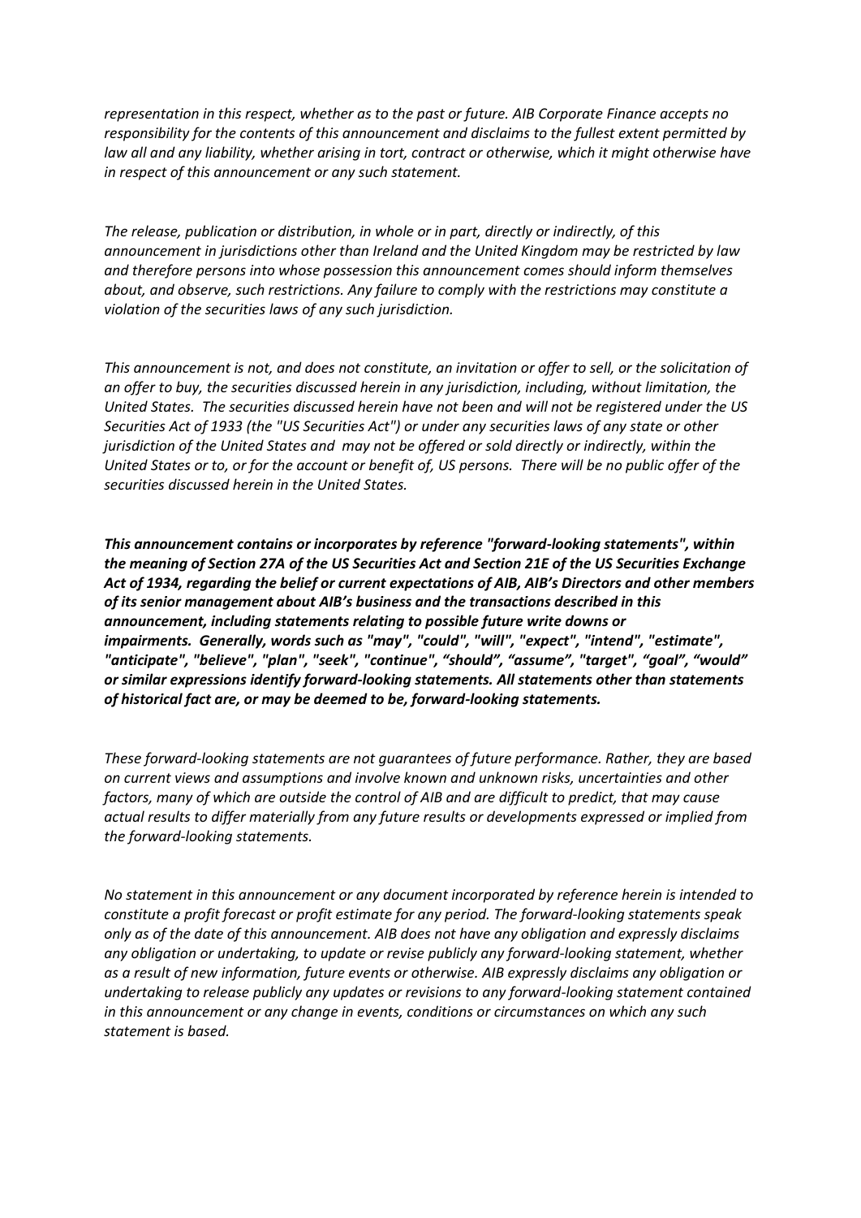*representation in this respect, whether as to the past or future. AIB Corporate Finance accepts no responsibility for the contents of this announcement and disclaims to the fullest extent permitted by law all and any liability, whether arising in tort, contract or otherwise, which it might otherwise have in respect of this announcement or any such statement.*

*The release, publication or distribution, in whole or in part, directly or indirectly, of this announcement in jurisdictions other than Ireland and the United Kingdom may be restricted by law and therefore persons into whose possession this announcement comes should inform themselves about, and observe, such restrictions. Any failure to comply with the restrictions may constitute a violation of the securities laws of any such jurisdiction.*

*This announcement is not, and does not constitute, an invitation or offer to sell, or the solicitation of an offer to buy, the securities discussed herein in any jurisdiction, including, without limitation, the United States. The securities discussed herein have not been and will not be registered under the US Securities Act of 1933 (the "US Securities Act") or under any securities laws of any state or other jurisdiction of the United States and may not be offered or sold directly or indirectly, within the United States or to, or for the account or benefit of, US persons. There will be no public offer of the securities discussed herein in the United States.*

***This announcement contains or incorporates by reference "forward-looking statements", within the meaning of Section 27A of the US Securities Act and Section 21E of the US Securities Exchange Act of 1934, regarding the belief or current expectations of AIB, AIB's Directors and other members of its senior management about AIB's business and the transactions described in this announcement, including statements relating to possible future write downs or impairments. Generally, words such as "may", "could", "will", "expect", "intend", "estimate", "anticipate", "believe", "plan", "seek", "continue", "should", "assume", "target", "goal", "would" or similar expressions identify forward-looking statements. All statements other than statements of historical fact are, or may be deemed to be, forward-looking statements.***

*These forward-looking statements are not guarantees of future performance. Rather, they are based on current views and assumptions and involve known and unknown risks, uncertainties and other factors, many of which are outside the control of AIB and are difficult to predict, that may cause actual results to differ materially from any future results or developments expressed or implied from the forward-looking statements.*

*No statement in this announcement or any document incorporated by reference herein is intended to constitute a profit forecast or profit estimate for any period. The forward-looking statements speak only as of the date of this announcement. AIB does not have any obligation and expressly disclaims any obligation or undertaking, to update or revise publicly any forward-looking statement, whether as a result of new information, future events or otherwise. AIB expressly disclaims any obligation or undertaking to release publicly any updates or revisions to any forward-looking statement contained in this announcement or any change in events, conditions or circumstances on which any such statement is based.*